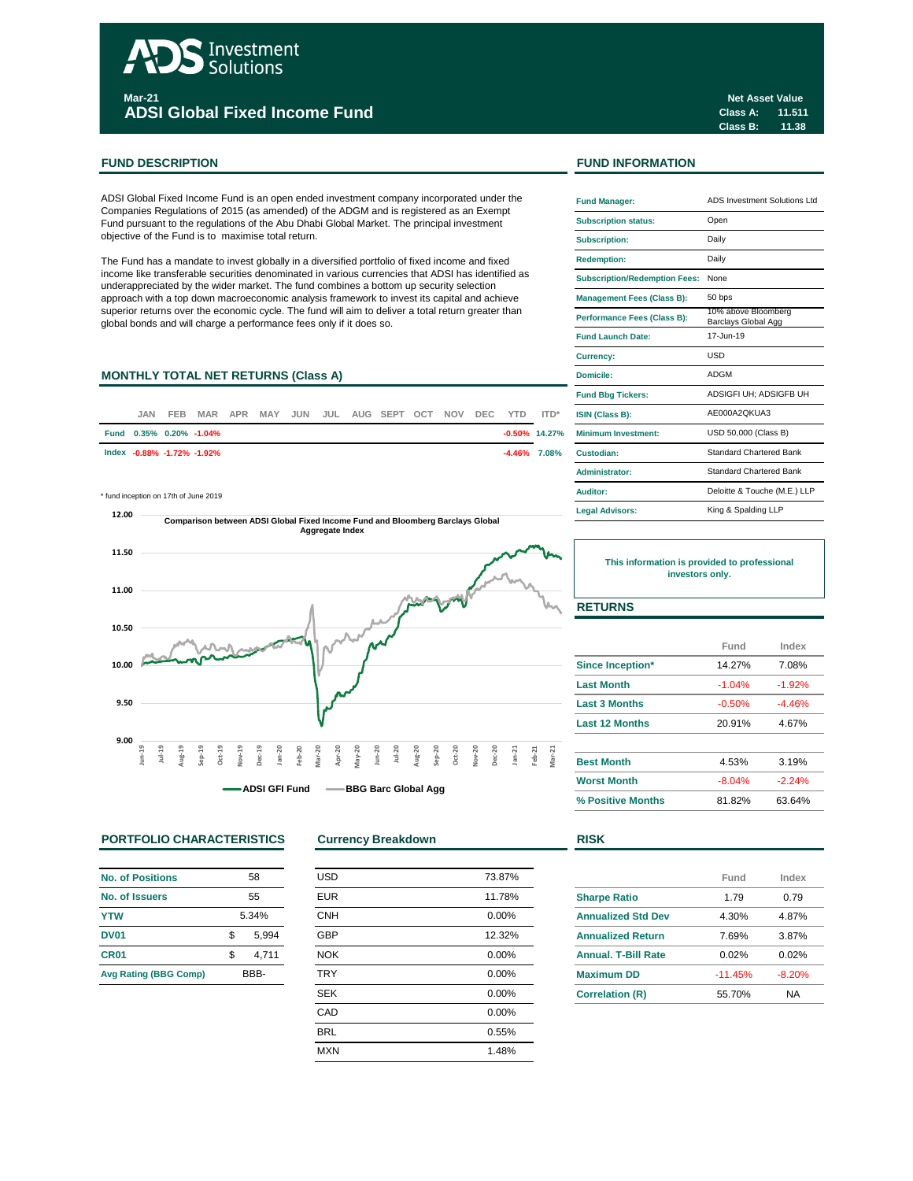# ADS Investment Solutions

**Mar-21**

## ADSI Global Fixed Income Fund

**Net Asset Value**

| | |
|---|---|
| **Class A:** | **11.511** |
| **Class B:** | **11.38** |

## FUND DESCRIPTION

ADSI Global Fixed Income Fund is an open ended investment company incorporated under the Companies Regulations of 2015 (as amended) of the ADGM and is registered as an Exempt Fund pursuant to the regulations of the Abu Dhabi Global Market. The principal investment objective of the Fund is to maximise total return.

The Fund has a mandate to invest globally in a diversified portfolio of fixed income and fixed income like transferable securities denominated in various currencies that ADSI has identified as underappreciated by the wider market. The fund combines a bottom up security selection approach with a top down macroeconomic analysis framework to invest its capital and achieve superior returns over the economic cycle. The fund will aim to deliver a total return greater than global bonds and will charge a performance fees only if it does so.

## MONTHLY TOTAL NET RETURNS (Class A)

| | JAN | FEB | MAR | APR | MAY | JUN | JUL | AUG | SEPT | OCT | NOV | DEC | YTD | ITD* |
|---|---|---|---|---|---|---|---|---|---|---|---|---|---|---|
| Fund | 0.35% | 0.20% | -1.04% | | | | | | | | | | -0.50% | 14.27% |
| Index | -0.88% | -1.72% | -1.92% | | | | | | | | | | -4.46% | 7.08% |

\* fund inception on 17th of June 2019

**Comparison between ADSI Global Fixed Income Fund and Bloomberg Barclays Global Aggregate Index**

ADSI GFI Fund — BBG Barc Global Agg

## FUND INFORMATION

| | |
|---|---|
| **Fund Manager:** | ADS Investment Solutions Ltd |
| **Subscription status:** | Open |
| **Subscription:** | Daily |
| **Redemption:** | Daily |
| **Subscription/Redemption Fees:** | None |
| **Management Fees (Class B):** | 50 bps |
| **Performance Fees (Class B):** | 10% above Bloomberg Barclays Global Agg |
| **Fund Launch Date:** | 17-Jun-19 |
| **Currency:** | USD |
| **Domicile:** | ADGM |
| **Fund Bbg Tickers:** | ADSIGFI UH; ADSIGFB UH |
| **ISIN (Class B):** | AE000A2QKUA3 |
| **Minimum Investment:** | USD 50,000 (Class B) |
| **Custodian:** | Standard Chartered Bank |
| **Administrator:** | Standard Chartered Bank |
| **Auditor:** | Deloitte & Touche (M.E.) LLP |
| **Legal Advisors:** | King & Spalding LLP |

**This information is provided to professional investors only.**

## RETURNS

| | Fund | Index |
|---|---|---|
| **Since Inception*** | 14.27% | 7.08% |
| **Last Month** | -1.04% | -1.92% |
| **Last 3 Months** | -0.50% | -4.46% |
| **Last 12 Months** | 20.91% | 4.67% |
| | | |
| **Best Month** | 4.53% | 3.19% |
| **Worst Month** | -8.04% | -2.24% |
| **% Positive Months** | 81.82% | 63.64% |

## PORTFOLIO CHARACTERISTICS

| | |
|---|---|
| **No. of Positions** | 58 |
| **No. of Issuers** | 55 |
| **YTW** | 5.34% |
| **DV01** | $ 5,994 |
| **CR01** | $ 4,711 |
| **Avg Rating (BBG Comp)** | BBB- |

## Currency Breakdown

| | |
|---|---|
| USD | 73.87% |
| EUR | 11.78% |
| CNH | 0.00% |
| GBP | 12.32% |
| NOK | 0.00% |
| TRY | 0.00% |
| SEK | 0.00% |
| CAD | 0.00% |
| BRL | 0.55% |
| MXN | 1.48% |

## RISK

| | Fund | Index |
|---|---|---|
| **Sharpe Ratio** | 1.79 | 0.79 |
| **Annualized Std Dev** | 4.30% | 4.87% |
| **Annualized Return** | 7.69% | 3.87% |
| **Annual. T-Bill Rate** | 0.02% | 0.02% |
| **Maximum DD** | -11.45% | -8.20% |
| **Correlation (R)** | 55.70% | NA |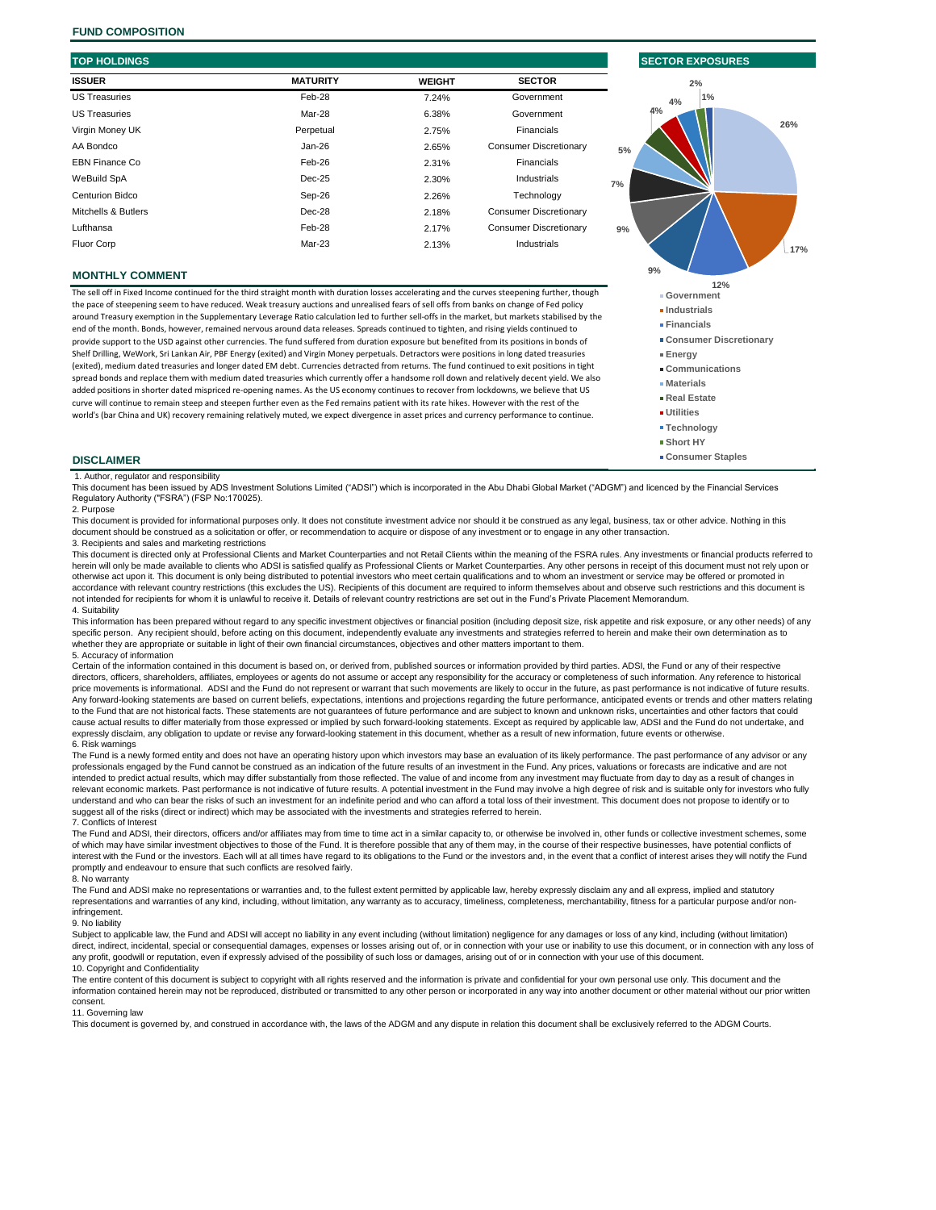## FUND COMPOSITION

### TOP HOLDINGS

| ISSUER | MATURITY | WEIGHT | SECTOR |
|---|---|---|---|
| US Treasuries | Feb-28 | 7.24% | Government |
| US Treasuries | Mar-28 | 6.38% | Government |
| Virgin Money UK | Perpetual | 2.75% | Financials |
| AA Bondco | Jan-26 | 2.65% | Consumer Discretionary |
| EBN Finance Co | Feb-26 | 2.31% | Financials |
| WeBuild SpA | Dec-25 | 2.30% | Industrials |
| Centurion Bidco | Sep-26 | 2.26% | Technology |
| Mitchells & Butlers | Dec-28 | 2.18% | Consumer Discretionary |
| Lufthansa | Feb-28 | 2.17% | Consumer Discretionary |
| Fluor Corp | Mar-23 | 2.13% | Industrials |

### SECTOR EXPOSURES

26%
17%
12%
9%
9%
7%
5%
4%
4%
2%
1%

- Government
- Industrials
- Financials
- Consumer Discretionary
- Energy
- Communications
- Materials
- Real Estate
- Utilities
- Technology
- Short HY
- Consumer Staples

### MONTHLY COMMENT

The sell off in Fixed Income continued for the third straight month with duration losses accelerating and the curves steepening further, though the pace of steepening seem to have reduced. Weak treasury auctions and unrealised fears of sell offs from banks on change of Fed policy around Treasury exemption in the Supplementary Leverage Ratio calculation led to further sell-offs in the market, but markets stabilised by the end of the month. Bonds, however, remained nervous around data releases. Spreads continued to tighten, and rising yields continued to provide support to the USD against other currencies. The fund suffered from duration exposure but benefited from its positions in bonds of Shelf Drilling, WeWork, Sri Lankan Air, PBF Energy (exited) and Virgin Money perpetuals. Detractors were positions in long dated treasuries (exited), medium dated treasuries and longer dated EM debt. Currencies detracted from returns. The fund continued to exit positions in tight spread bonds and replace them with medium dated treasuries which currently offer a handsome roll down and relatively decent yield. We also added positions in shorter dated mispriced re-opening names. As the US economy continues to recover from lockdowns, we believe that US curve will continue to remain steep and steepen further even as the Fed remains patient with its rate hikes. However with the rest of the world's (bar China and UK) recovery remaining relatively muted, we expect divergence in asset prices and currency performance to continue.

### DISCLAIMER

1. Author, regulator and responsibility

This document has been issued by ADS Investment Solutions Limited ("ADSI") which is incorporated in the Abu Dhabi Global Market ("ADGM") and licenced by the Financial Services Regulatory Authority ("FSRA") (FSP No:170025).

2. Purpose

This document is provided for informational purposes only. It does not constitute investment advice nor should it be construed as any legal, business, tax or other advice. Nothing in this document should be construed as a solicitation or offer, or recommendation to acquire or dispose of any investment or to engage in any other transaction.

3. Recipients and sales and marketing restrictions

This document is directed only at Professional Clients and Market Counterparties and not Retail Clients within the meaning of the FSRA rules. Any investments or financial products referred to herein will only be made available to clients who ADSI is satisfied qualify as Professional Clients or Market Counterparties. Any other persons in receipt of this document must not rely upon or otherwise act upon it. This document is only being distributed to potential investors who meet certain qualifications and to whom an investment or service may be offered or promoted in accordance with relevant country restrictions (this excludes the US). Recipients of this document are required to inform themselves about and observe such restrictions and this document is not intended for recipients for whom it is unlawful to receive it. Details of relevant country restrictions are set out in the Fund's Private Placement Memorandum.

4. Suitability

This information has been prepared without regard to any specific investment objectives or financial position (including deposit size, risk appetite and risk exposure, or any other needs) of any specific person. Any recipient should, before acting on this document, independently evaluate any investments and strategies referred to herein and make their own determination as to whether they are appropriate or suitable in light of their own financial circumstances, objectives and other matters important to them.

5. Accuracy of information

Certain of the information contained in this document is based on, or derived from, published sources or information provided by third parties. ADSI, the Fund or any of their respective directors, officers, shareholders, affiliates, employees or agents do not assume or accept any responsibility for the accuracy or completeness of such information. Any reference to historical price movements is informational. ADSI and the Fund do not represent or warrant that such movements are likely to occur in the future, as past performance is not indicative of future results. Any forward-looking statements are based on current beliefs, expectations, intentions and projections regarding the future performance, anticipated events or trends and other matters relating to the Fund that are not historical facts. These statements are not guarantees of future performance and are subject to known and unknown risks, uncertainties and other factors that could cause actual results to differ materially from those expressed or implied by such forward-looking statements. Except as required by applicable law, ADSI and the Fund do not undertake, and expressly disclaim, any obligation to update or revise any forward-looking statement in this document, whether as a result of new information, future events or otherwise.

6. Risk warnings

The Fund is a newly formed entity and does not have an operating history upon which investors may base an evaluation of its likely performance. The past performance of any advisor or any professionals engaged by the Fund cannot be construed as an indication of the future results of an investment in the Fund. Any prices, valuations or forecasts are indicative and are not intended to predict actual results, which may differ substantially from those reflected. The value of and income from any investment may fluctuate from day to day as a result of changes in relevant economic markets. Past performance is not indicative of future results. A potential investment in the Fund may involve a high degree of risk and is suitable only for investors who fully understand and who can bear the risks of such an investment for an indefinite period and who can afford a total loss of their investment. This document does not propose to identify or to suggest all of the risks (direct or indirect) which may be associated with the investments and strategies referred to herein.

7. Conflicts of Interest

The Fund and ADSI, their directors, officers and/or affiliates may from time to time act in a similar capacity to, or otherwise be involved in, other funds or collective investment schemes, some of which may have similar investment objectives to those of the Fund. It is therefore possible that any of them may, in the course of their respective businesses, have potential conflicts of interest with the Fund or the investors. Each will at all times have regard to its obligations to the Fund or the investors and, in the event that a conflict of interest arises they will notify the Fund promptly and endeavour to ensure that such conflicts are resolved fairly.

8. No warranty

The Fund and ADSI make no representations or warranties and, to the fullest extent permitted by applicable law, hereby expressly disclaim any and all express, implied and statutory representations and warranties of any kind, including, without limitation, any warranty as to accuracy, timeliness, completeness, merchantability, fitness for a particular purpose and/or non-infringement.

9. No liability

Subject to applicable law, the Fund and ADSI will accept no liability in any event including (without limitation) negligence for any damages or loss of any kind, including (without limitation) direct, indirect, incidental, special or consequential damages, expenses or losses arising out of, or in connection with your use or inability to use this document, or in connection with any loss of any profit, goodwill or reputation, even if expressly advised of the possibility of such loss or damages, arising out of or in connection with your use of this document.

10. Copyright and Confidentiality

The entire content of this document is subject to copyright with all rights reserved and the information is private and confidential for your own personal use only. This document and the information contained herein may not be reproduced, distributed or transmitted to any other person or incorporated in any way into another document or other material without our prior written consent.

11. Governing law

This document is governed by, and construed in accordance with, the laws of the ADGM and any dispute in relation this document shall be exclusively referred to the ADGM Courts.